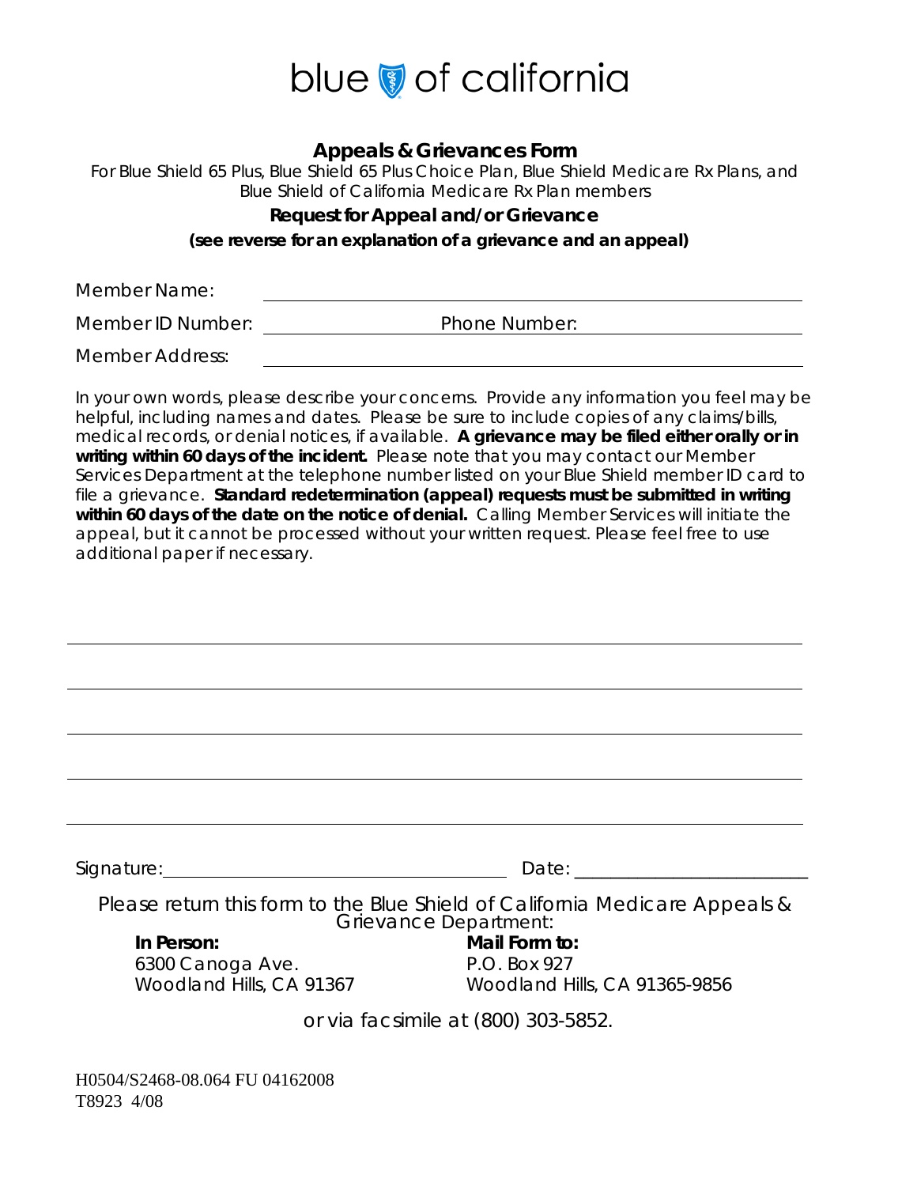blue of california

## Appeals & Grievances Form

For Blue Shield 65 Plus, Blue Shield 65 Plus Choice Plan, Blue Shield Medicare Rx Plans, and Blue Shield of California Medicare Rx Plan members

### Request for Appeal and/or Grievance

**(see reverse for an explanation of a grievance and an appeal)**

Member Name: ______________________________________________

Member ID Number: ____________________ Phone Number: ____________________

Member Address: ______________________________________________

In your own words, please describe your concerns. Provide any information you feel may be helpful, including names and dates. Please be sure to include copies of any claims/bills, medical records, or denial notices, if available. **A grievance may be filed either orally or in writing within 60 days of the incident.** Please note that you may contact our Member Services Department at the telephone number listed on your Blue Shield member ID card to file a grievance. **Standard redetermination (appeal) requests must be submitted in writing within 60 days of the date on the notice of denial.** Calling Member Services will initiate the appeal, but it cannot be processed without your written request. Please feel free to use additional paper if necessary.

______________________________________________________________________

______________________________________________________________________

______________________________________________________________________

______________________________________________________________________

______________________________________________________________________

Signature: ______________________________ Date: ____________________

Please return this form to the Blue Shield of California Medicare Appeals & Grievance Department:

**In Person:**
6300 Canoga Ave.
Woodland Hills, CA 91367

**Mail Form to:**
P.O. Box 927
Woodland Hills, CA 91365-9856

or via facsimile at (800) 303-5852.

H0504/S2468-08.064 FU 04162008
T8923 4/08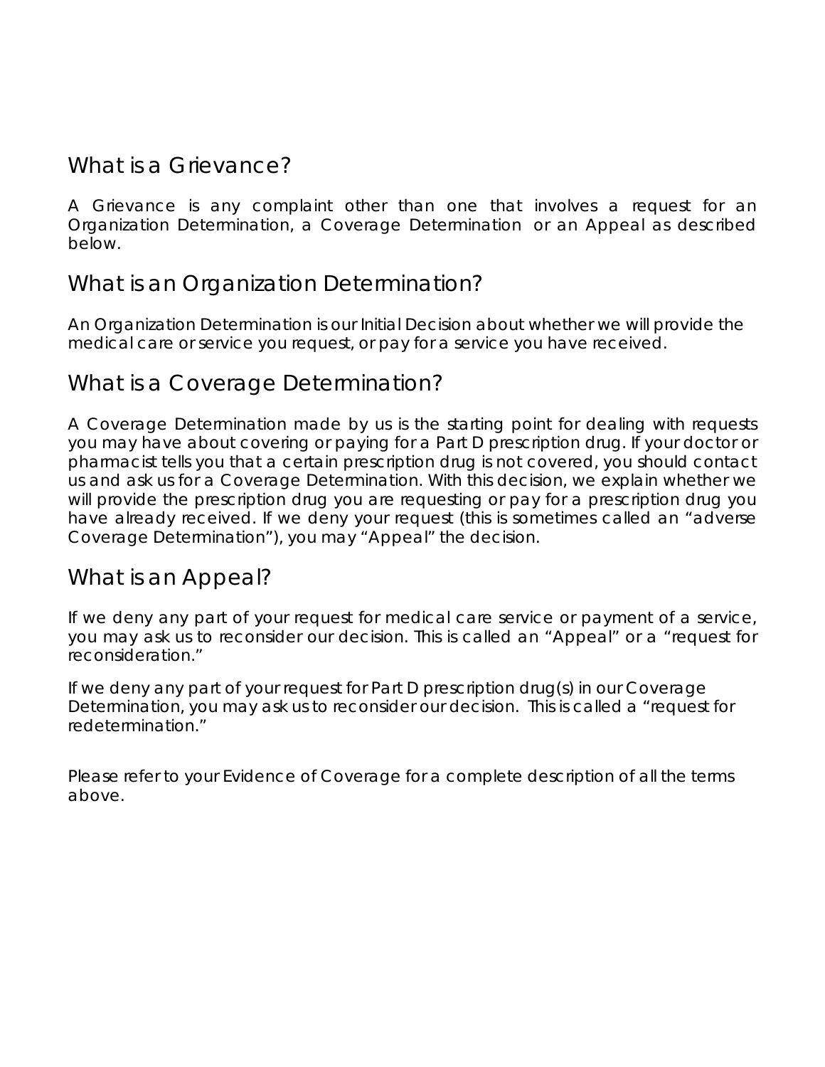## What is a Grievance?

A Grievance is any complaint other than one that involves a request for an Organization Determination, a Coverage Determination or an Appeal as described below.

## What is an Organization Determination?

An Organization Determination is our Initial Decision about whether we will provide the medical care or service you request, or pay for a service you have received.

## What is a Coverage Determination?

A Coverage Determination made by us is the starting point for dealing with requests you may have about covering or paying for a Part D prescription drug. If your doctor or pharmacist tells you that a certain prescription drug is not covered, you should contact us and ask us for a Coverage Determination. With this decision, we explain whether we will provide the prescription drug you are requesting or pay for a prescription drug you have already received. If we deny your request (this is sometimes called an "adverse Coverage Determination"), you may "Appeal" the decision.

## What is an Appeal?

If we deny any part of your request for medical care service or payment of a service, you may ask us to reconsider our decision. This is called an "Appeal" or a "request for reconsideration."

If we deny any part of your request for Part D prescription drug(s) in our Coverage Determination, you may ask us to reconsider our decision. This is called a "request for redetermination."

Please refer to your Evidence of Coverage for a complete description of all the terms above.